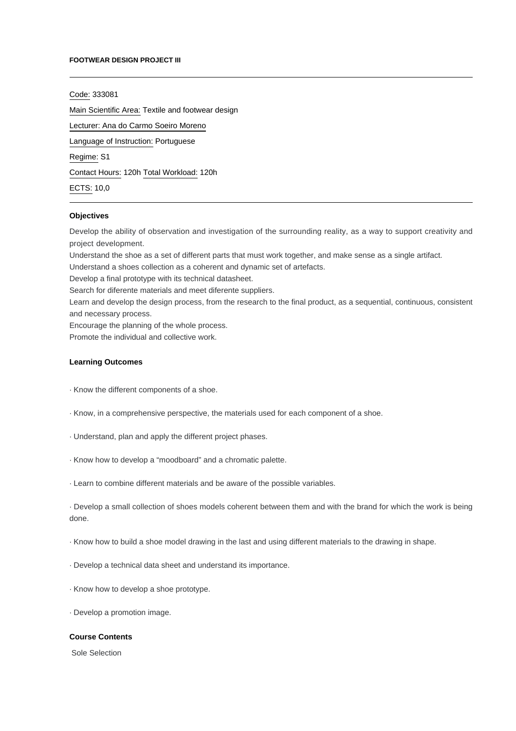**FOOTWEAR DESIGN PROJECT III**

---

Code: 333081

Main Scientific Area: Textile and footwear design

Lecturer: Ana do Carmo Soeiro Moreno

Language of Instruction: Portuguese

Regime: S1

Contact Hours: 120h Total Workload: 120h

ECTS: 10,0

---

**Objectives**

Develop the ability of observation and investigation of the surrounding reality, as a way to support creativity and project development.
Understand the shoe as a set of different parts that must work together, and make sense as a single artifact.
Understand a shoes collection as a coherent and dynamic set of artefacts.
Develop a final prototype with its technical datasheet.
Search for diferente materials and meet diferente suppliers.
Learn and develop the design process, from the research to the final product, as a sequential, continuous, consistent and necessary process.
Encourage the planning of the whole process.
Promote the individual and collective work.

**Learning Outcomes**

· Know the different components of a shoe.

· Know, in a comprehensive perspective, the materials used for each component of a shoe.

· Understand, plan and apply the different project phases.

· Know how to develop a "moodboard" and a chromatic palette.

· Learn to combine different materials and be aware of the possible variables.

· Develop a small collection of shoes models coherent between them and with the brand for which the work is being done.

· Know how to build a shoe model drawing in the last and using different materials to the drawing in shape.

· Develop a technical data sheet and understand its importance.

· Know how to develop a shoe prototype.

· Develop a promotion image.

**Course Contents**

Sole Selection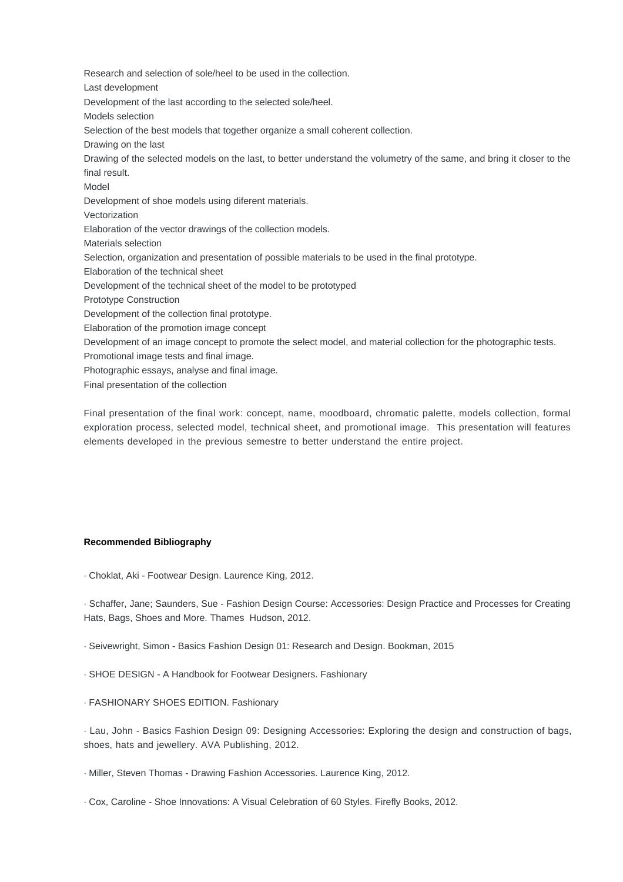Research and selection of sole/heel to be used in the collection.

Last development

Development of the last according to the selected sole/heel.

Models selection

Selection of the best models that together organize a small coherent collection.

Drawing on the last

Drawing of the selected models on the last, to better understand the volumetry of the same, and bring it closer to the final result.

Model

Development of shoe models using diferent materials.

Vectorization

Elaboration of the vector drawings of the collection models.

Materials selection

Selection, organization and presentation of possible materials to be used in the final prototype.

Elaboration of the technical sheet

Development of the technical sheet of the model to be prototyped

Prototype Construction

Development of the collection final prototype.

Elaboration of the promotion image concept

Development of an image concept to promote the select model, and material collection for the photographic tests.

Promotional image tests and final image.

Photographic essays, analyse and final image.

Final presentation of the collection

Final presentation of the final work: concept, name, moodboard, chromatic palette, models collection, formal exploration process, selected model, technical sheet, and promotional image. This presentation will features elements developed in the previous semestre to better understand the entire project.

**Recommended Bibliography**

· Choklat, Aki - Footwear Design. Laurence King, 2012.

· Schaffer, Jane; Saunders, Sue - Fashion Design Course: Accessories: Design Practice and Processes for Creating Hats, Bags, Shoes and More. Thames Hudson, 2012.

· Seivewright, Simon - Basics Fashion Design 01: Research and Design. Bookman, 2015

· SHOE DESIGN - A Handbook for Footwear Designers. Fashionary

· FASHIONARY SHOES EDITION. Fashionary

· Lau, John - Basics Fashion Design 09: Designing Accessories: Exploring the design and construction of bags, shoes, hats and jewellery. AVA Publishing, 2012.

· Miller, Steven Thomas - Drawing Fashion Accessories. Laurence King, 2012.

· Cox, Caroline - Shoe Innovations: A Visual Celebration of 60 Styles. Firefly Books, 2012.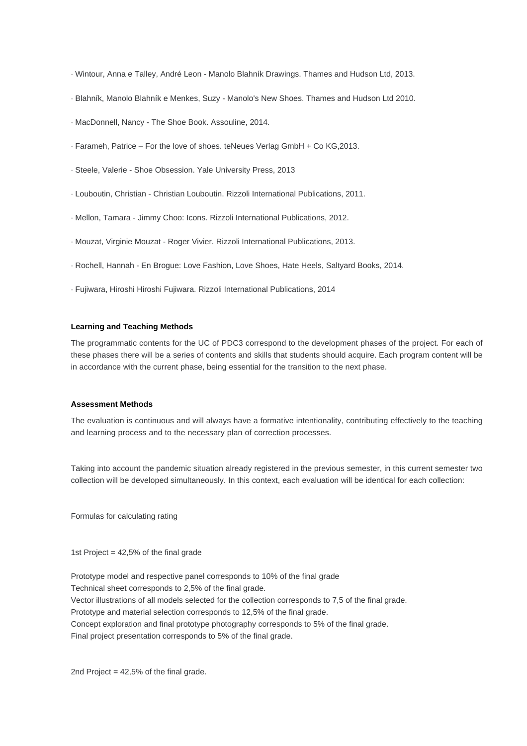· Wintour, Anna e Talley, André Leon - Manolo Blahník Drawings. Thames and Hudson Ltd, 2013.

· Blahník, Manolo Blahník e Menkes, Suzy - Manolo's New Shoes. Thames and Hudson Ltd 2010.

· MacDonnell, Nancy - The Shoe Book. Assouline, 2014.

· Farameh, Patrice – For the love of shoes. teNeues Verlag GmbH + Co KG,2013.

· Steele, Valerie - Shoe Obsession. Yale University Press, 2013

· Louboutin, Christian - Christian Louboutin. Rizzoli International Publications, 2011.

· Mellon, Tamara - Jimmy Choo: Icons. Rizzoli International Publications, 2012.

· Mouzat, Virginie Mouzat - Roger Vivier. Rizzoli International Publications, 2013.

· Rochell, Hannah - En Brogue: Love Fashion, Love Shoes, Hate Heels, Saltyard Books, 2014.

· Fujiwara, Hiroshi Hiroshi Fujiwara. Rizzoli International Publications, 2014

**Learning and Teaching Methods**

The programmatic contents for the UC of PDC3 correspond to the development phases of the project. For each of these phases there will be a series of contents and skills that students should acquire. Each program content will be in accordance with the current phase, being essential for the transition to the next phase.

**Assessment Methods**

The evaluation is continuous and will always have a formative intentionality, contributing effectively to the teaching and learning process and to the necessary plan of correction processes.

Taking into account the pandemic situation already registered in the previous semester, in this current semester two collection will be developed simultaneously. In this context, each evaluation will be identical for each collection:

Formulas for calculating rating

1st Project = 42,5% of the final grade

Prototype model and respective panel corresponds to 10% of the final grade
Technical sheet corresponds to 2,5% of the final grade.
Vector illustrations of all models selected for the collection corresponds to 7,5 of the final grade.
Prototype and material selection corresponds to 12,5% of the final grade.
Concept exploration and final prototype photography corresponds to 5% of the final grade.
Final project presentation corresponds to 5% of the final grade.

2nd Project = 42,5% of the final grade.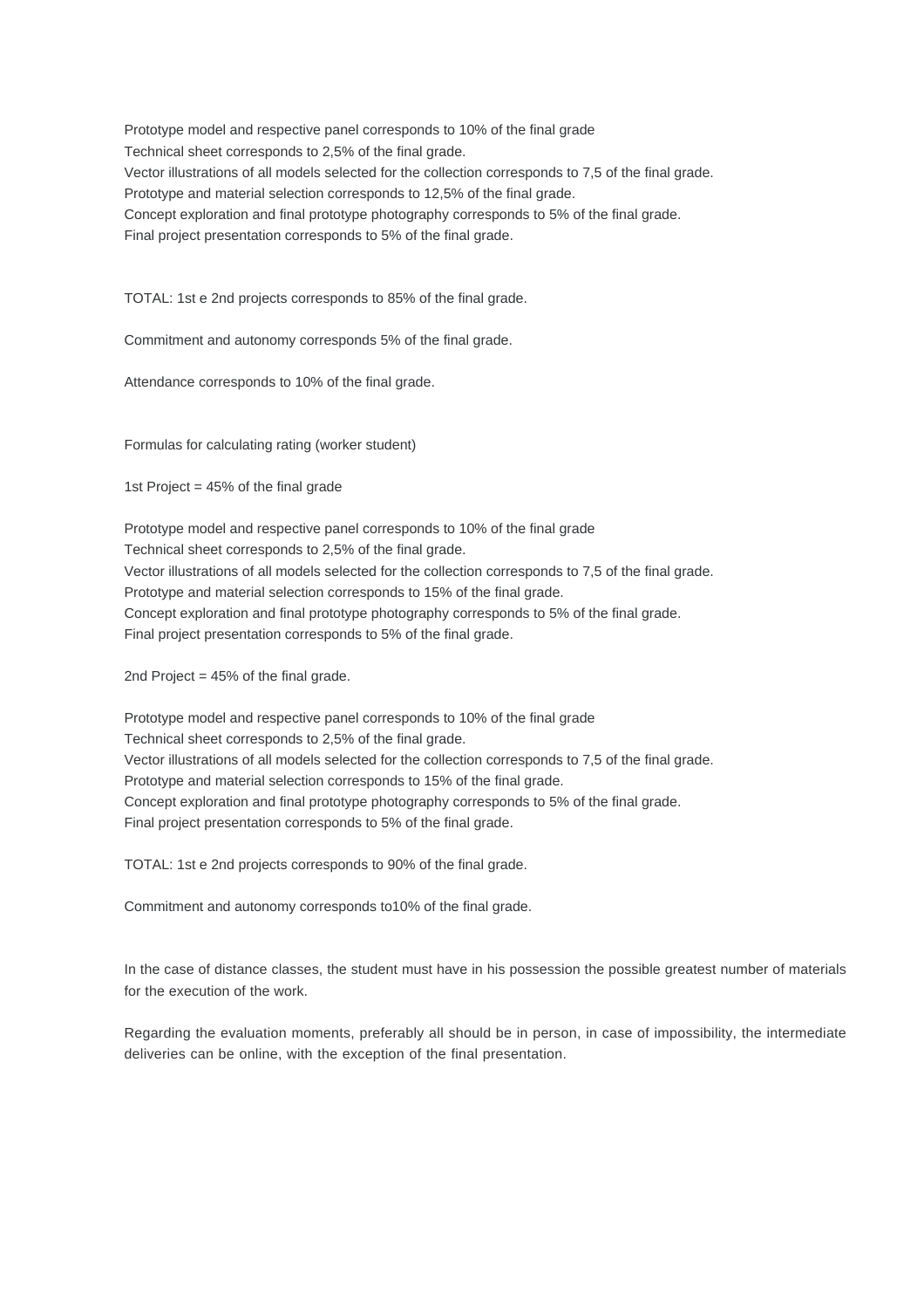Prototype model and respective panel corresponds to 10% of the final grade
Technical sheet corresponds to 2,5% of the final grade.
Vector illustrations of all models selected for the collection corresponds to 7,5 of the final grade.
Prototype and material selection corresponds to 12,5% of the final grade.
Concept exploration and final prototype photography corresponds to 5% of the final grade.
Final project presentation corresponds to 5% of the final grade.

TOTAL: 1st e 2nd projects corresponds to 85% of the final grade.

Commitment and autonomy corresponds 5% of the final grade.

Attendance corresponds to 10% of the final grade.

Formulas for calculating rating (worker student)

1st Project = 45% of the final grade

Prototype model and respective panel corresponds to 10% of the final grade
Technical sheet corresponds to 2,5% of the final grade.
Vector illustrations of all models selected for the collection corresponds to 7,5 of the final grade.
Prototype and material selection corresponds to 15% of the final grade.
Concept exploration and final prototype photography corresponds to 5% of the final grade.
Final project presentation corresponds to 5% of the final grade.

2nd Project = 45% of the final grade.

Prototype model and respective panel corresponds to 10% of the final grade
Technical sheet corresponds to 2,5% of the final grade.
Vector illustrations of all models selected for the collection corresponds to 7,5 of the final grade.
Prototype and material selection corresponds to 15% of the final grade.
Concept exploration and final prototype photography corresponds to 5% of the final grade.
Final project presentation corresponds to 5% of the final grade.

TOTAL: 1st e 2nd projects corresponds to 90% of the final grade.

Commitment and autonomy corresponds to10% of the final grade.

In the case of distance classes, the student must have in his possession the possible greatest number of materials for the execution of the work.

Regarding the evaluation moments, preferably all should be in person, in case of impossibility, the intermediate deliveries can be online, with the exception of the final presentation.